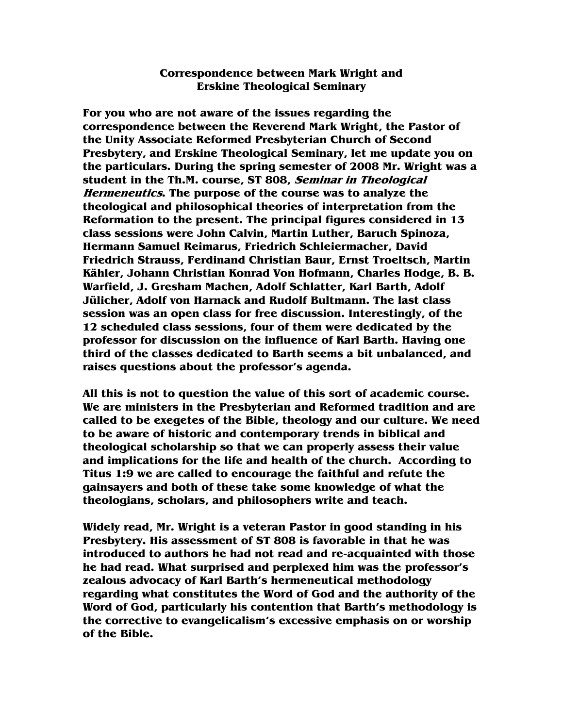# Correspondence between Mark Wright and Erskine Theological Seminary

**For you who are not aware of the issues regarding the correspondence between the Reverend Mark Wright, the Pastor of the Unity Associate Reformed Presbyterian Church of Second Presbytery, and Erskine Theological Seminary, let me update you on the particulars. During the spring semester of 2008 Mr. Wright was a student in the Th.M. course, ST 808, *Seminar in Theological Hermeneutics*. The purpose of the course was to analyze the theological and philosophical theories of interpretation from the Reformation to the present. The principal figures considered in 13 class sessions were John Calvin, Martin Luther, Baruch Spinoza, Hermann Samuel Reimarus, Friedrich Schleiermacher, David Friedrich Strauss, Ferdinand Christian Baur, Ernst Troeltsch, Martin Kähler, Johann Christian Konrad Von Hofmann, Charles Hodge, B. B. Warfield, J. Gresham Machen, Adolf Schlatter, Karl Barth, Adolf Jülicher, Adolf von Harnack and Rudolf Bultmann. The last class session was an open class for free discussion. Interestingly, of the 12 scheduled class sessions, four of them were dedicated by the professor for discussion on the influence of Karl Barth. Having one third of the classes dedicated to Barth seems a bit unbalanced, and raises questions about the professor's agenda.**

**All this is not to question the value of this sort of academic course. We are ministers in the Presbyterian and Reformed tradition and are called to be exegetes of the Bible, theology and our culture. We need to be aware of historic and contemporary trends in biblical and theological scholarship so that we can properly assess their value and implications for the life and health of the church. According to Titus 1:9 we are called to encourage the faithful and refute the gainsayers and both of these take some knowledge of what the theologians, scholars, and philosophers write and teach.**

**Widely read, Mr. Wright is a veteran Pastor in good standing in his Presbytery. His assessment of ST 808 is favorable in that he was introduced to authors he had not read and re-acquainted with those he had read. What surprised and perplexed him was the professor's zealous advocacy of Karl Barth's hermeneutical methodology regarding what constitutes the Word of God and the authority of the Word of God, particularly his contention that Barth's methodology is the corrective to evangelicalism's excessive emphasis on or worship of the Bible.**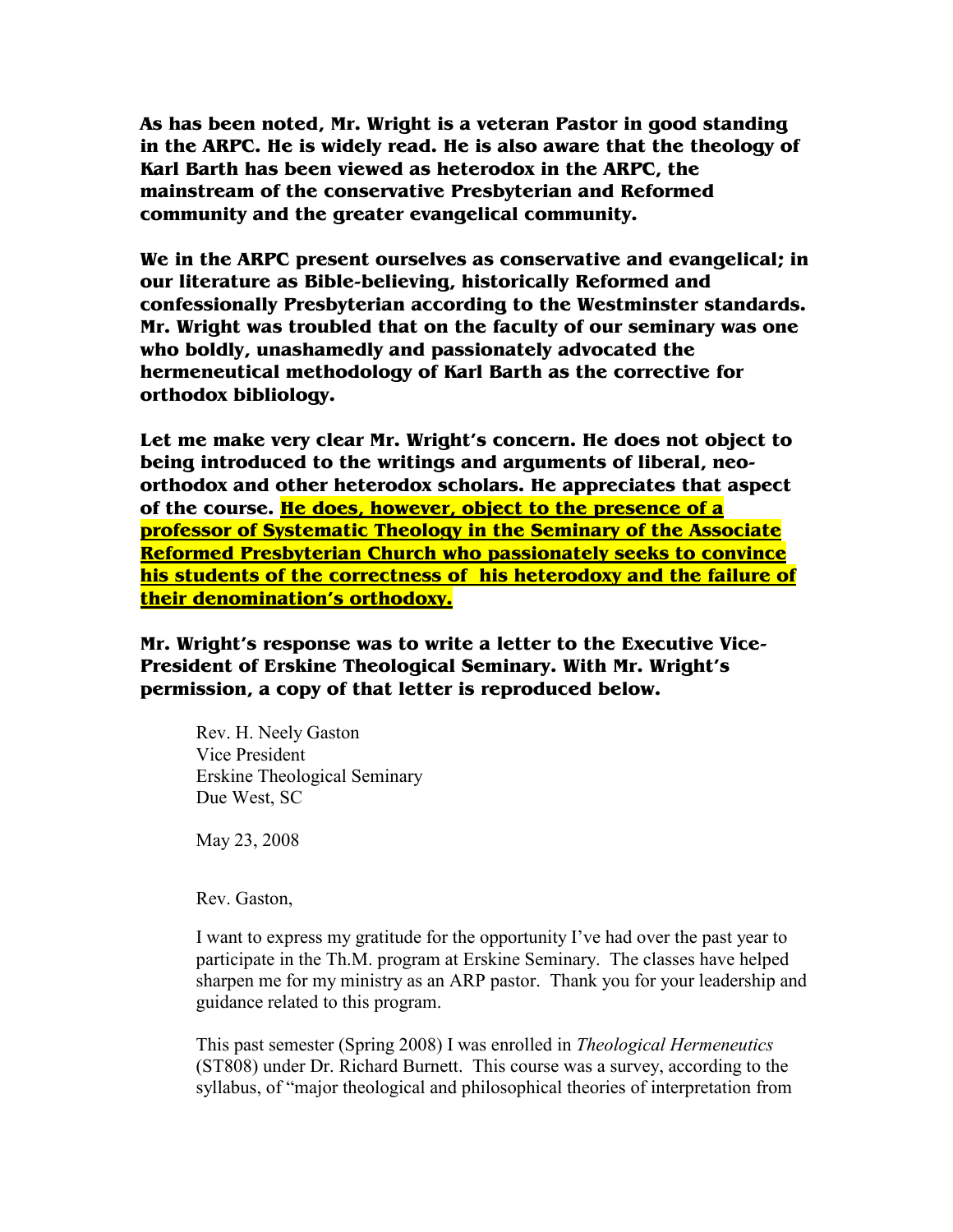**As has been noted, Mr. Wright is a veteran Pastor in good standing in the ARPC. He is widely read. He is also aware that the theology of Karl Barth has been viewed as heterodox in the ARPC, the mainstream of the conservative Presbyterian and Reformed community and the greater evangelical community.**

**We in the ARPC present ourselves as conservative and evangelical; in our literature as Bible-believing, historically Reformed and confessionally Presbyterian according to the Westminster standards. Mr. Wright was troubled that on the faculty of our seminary was one who boldly, unashamedly and passionately advocated the hermeneutical methodology of Karl Barth as the corrective for orthodox bibliology.**

**Let me make very clear Mr. Wright's concern. He does not object to being introduced to the writings and arguments of liberal, neo-orthodox and other heterodox scholars. He appreciates that aspect of the course. <u>He does, however, object to the presence of a professor of Systematic Theology in the Seminary of the Associate Reformed Presbyterian Church who passionately seeks to convince his students of the correctness of his heterodoxy and the failure of their denomination's orthodoxy.</u>**

**Mr. Wright's response was to write a letter to the Executive Vice-President of Erskine Theological Seminary. With Mr. Wright's permission, a copy of that letter is reproduced below.**

> Rev. H. Neely Gaston
> Vice President
> Erskine Theological Seminary
> Due West, SC
>
> May 23, 2008
>
> Rev. Gaston,
>
> I want to express my gratitude for the opportunity I've had over the past year to participate in the Th.M. program at Erskine Seminary. The classes have helped sharpen me for my ministry as an ARP pastor. Thank you for your leadership and guidance related to this program.
>
> This past semester (Spring 2008) I was enrolled in *Theological Hermeneutics* (ST808) under Dr. Richard Burnett. This course was a survey, according to the syllabus, of "major theological and philosophical theories of interpretation from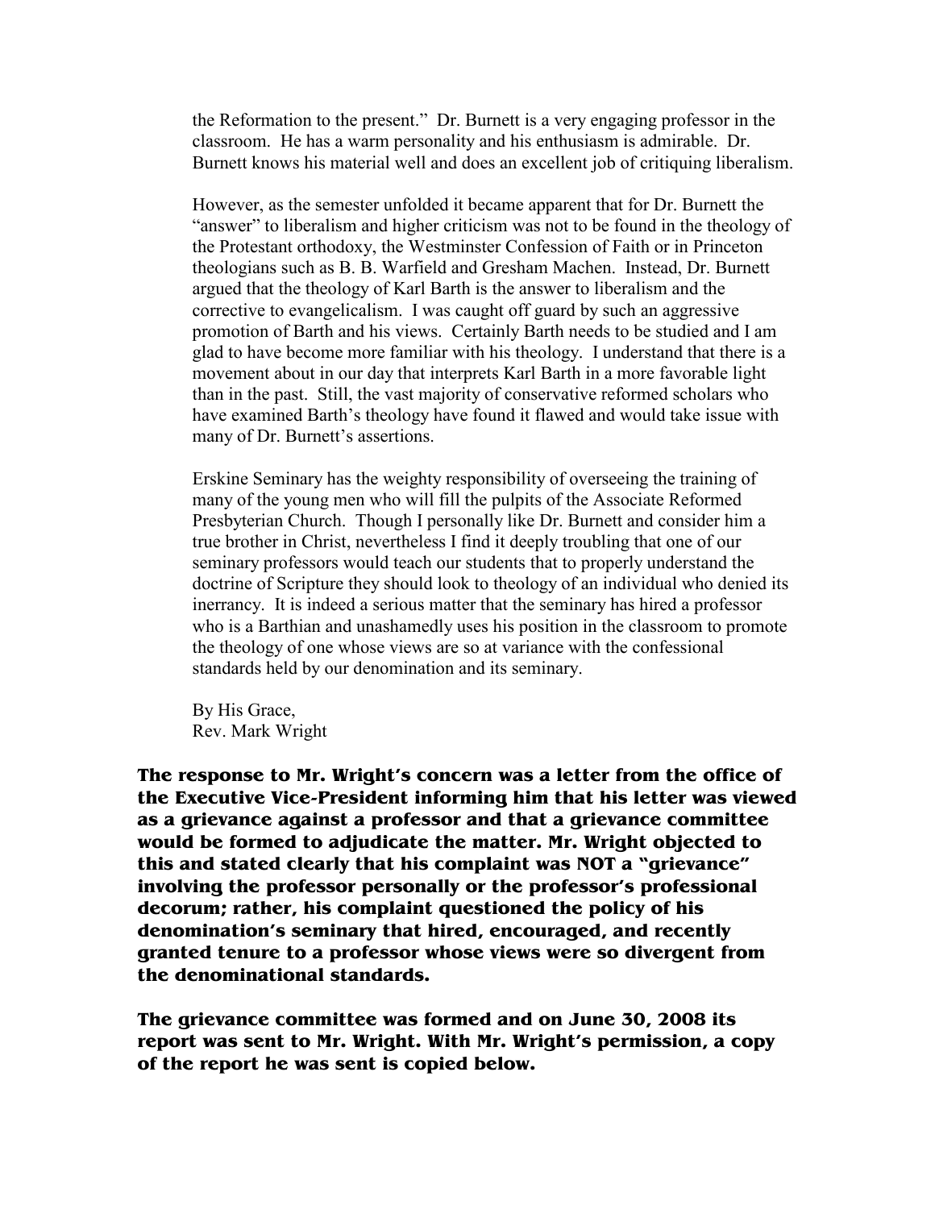the Reformation to the present." Dr. Burnett is a very engaging professor in the classroom. He has a warm personality and his enthusiasm is admirable. Dr. Burnett knows his material well and does an excellent job of critiquing liberalism.

However, as the semester unfolded it became apparent that for Dr. Burnett the "answer" to liberalism and higher criticism was not to be found in the theology of the Protestant orthodoxy, the Westminster Confession of Faith or in Princeton theologians such as B. B. Warfield and Gresham Machen. Instead, Dr. Burnett argued that the theology of Karl Barth is the answer to liberalism and the corrective to evangelicalism. I was caught off guard by such an aggressive promotion of Barth and his views. Certainly Barth needs to be studied and I am glad to have become more familiar with his theology. I understand that there is a movement about in our day that interprets Karl Barth in a more favorable light than in the past. Still, the vast majority of conservative reformed scholars who have examined Barth's theology have found it flawed and would take issue with many of Dr. Burnett's assertions.

Erskine Seminary has the weighty responsibility of overseeing the training of many of the young men who will fill the pulpits of the Associate Reformed Presbyterian Church. Though I personally like Dr. Burnett and consider him a true brother in Christ, nevertheless I find it deeply troubling that one of our seminary professors would teach our students that to properly understand the doctrine of Scripture they should look to theology of an individual who denied its inerrancy. It is indeed a serious matter that the seminary has hired a professor who is a Barthian and unashamedly uses his position in the classroom to promote the theology of one whose views are so at variance with the confessional standards held by our denomination and its seminary.

By His Grace,
Rev. Mark Wright

**The response to Mr. Wright's concern was a letter from the office of the Executive Vice-President informing him that his letter was viewed as a grievance against a professor and that a grievance committee would be formed to adjudicate the matter. Mr. Wright objected to this and stated clearly that his complaint was NOT a "grievance" involving the professor personally or the professor's professional decorum; rather, his complaint questioned the policy of his denomination's seminary that hired, encouraged, and recently granted tenure to a professor whose views were so divergent from the denominational standards.**

**The grievance committee was formed and on June 30, 2008 its report was sent to Mr. Wright. With Mr. Wright's permission, a copy of the report he was sent is copied below.**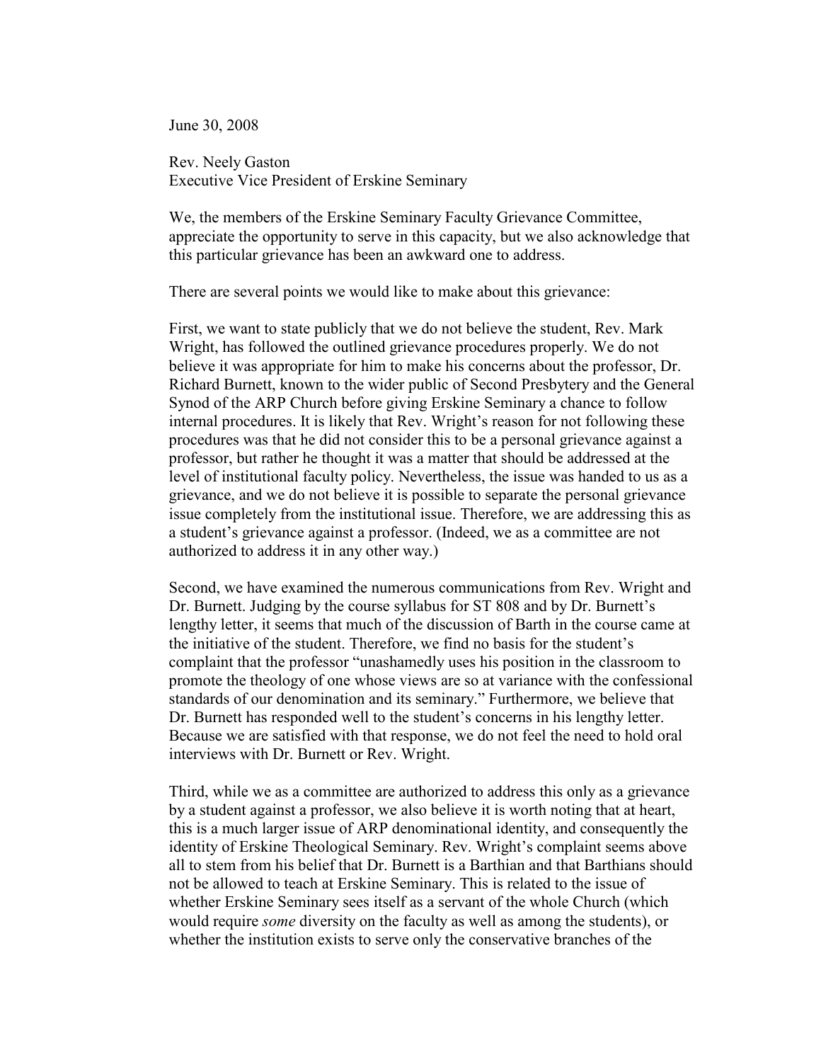June 30, 2008

Rev. Neely Gaston
Executive Vice President of Erskine Seminary

We, the members of the Erskine Seminary Faculty Grievance Committee, appreciate the opportunity to serve in this capacity, but we also acknowledge that this particular grievance has been an awkward one to address.

There are several points we would like to make about this grievance:

First, we want to state publicly that we do not believe the student, Rev. Mark Wright, has followed the outlined grievance procedures properly. We do not believe it was appropriate for him to make his concerns about the professor, Dr. Richard Burnett, known to the wider public of Second Presbytery and the General Synod of the ARP Church before giving Erskine Seminary a chance to follow internal procedures. It is likely that Rev. Wright's reason for not following these procedures was that he did not consider this to be a personal grievance against a professor, but rather he thought it was a matter that should be addressed at the level of institutional faculty policy. Nevertheless, the issue was handed to us as a grievance, and we do not believe it is possible to separate the personal grievance issue completely from the institutional issue. Therefore, we are addressing this as a student's grievance against a professor. (Indeed, we as a committee are not authorized to address it in any other way.)

Second, we have examined the numerous communications from Rev. Wright and Dr. Burnett. Judging by the course syllabus for ST 808 and by Dr. Burnett's lengthy letter, it seems that much of the discussion of Barth in the course came at the initiative of the student. Therefore, we find no basis for the student's complaint that the professor "unashamedly uses his position in the classroom to promote the theology of one whose views are so at variance with the confessional standards of our denomination and its seminary." Furthermore, we believe that Dr. Burnett has responded well to the student's concerns in his lengthy letter. Because we are satisfied with that response, we do not feel the need to hold oral interviews with Dr. Burnett or Rev. Wright.

Third, while we as a committee are authorized to address this only as a grievance by a student against a professor, we also believe it is worth noting that at heart, this is a much larger issue of ARP denominational identity, and consequently the identity of Erskine Theological Seminary. Rev. Wright's complaint seems above all to stem from his belief that Dr. Burnett is a Barthian and that Barthians should not be allowed to teach at Erskine Seminary. This is related to the issue of whether Erskine Seminary sees itself as a servant of the whole Church (which would require *some* diversity on the faculty as well as among the students), or whether the institution exists to serve only the conservative branches of the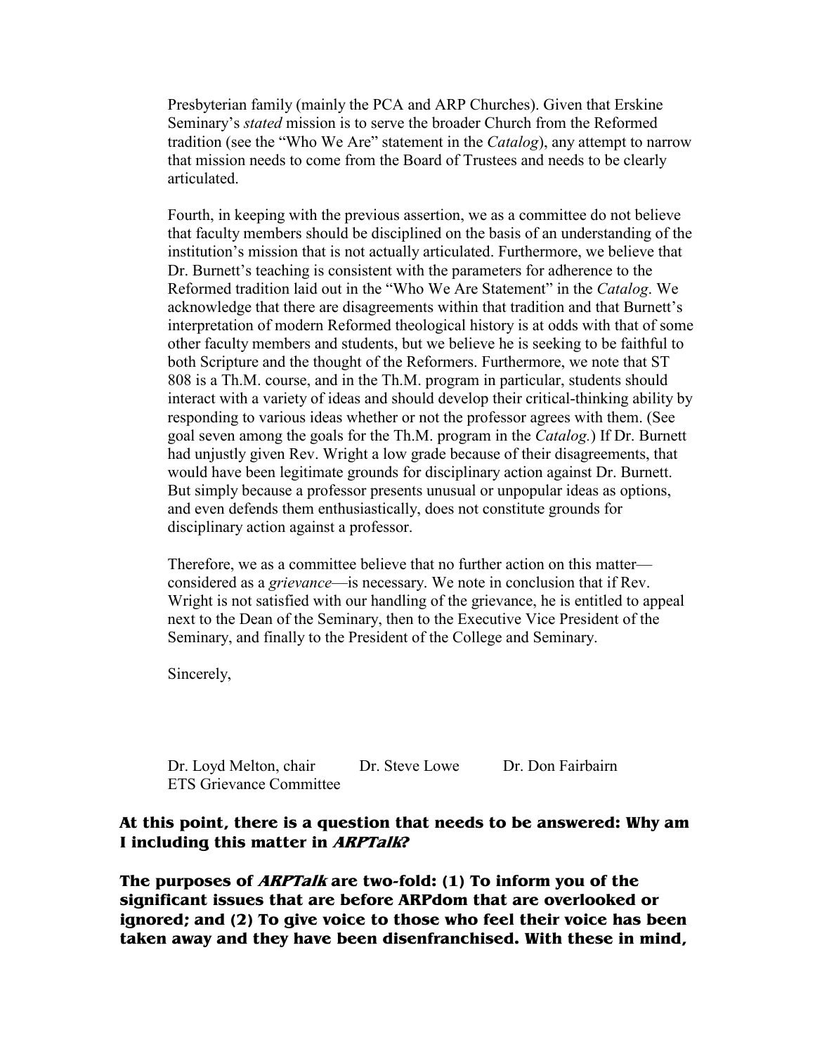Presbyterian family (mainly the PCA and ARP Churches). Given that Erskine Seminary's *stated* mission is to serve the broader Church from the Reformed tradition (see the "Who We Are" statement in the *Catalog*), any attempt to narrow that mission needs to come from the Board of Trustees and needs to be clearly articulated.

Fourth, in keeping with the previous assertion, we as a committee do not believe that faculty members should be disciplined on the basis of an understanding of the institution's mission that is not actually articulated. Furthermore, we believe that Dr. Burnett's teaching is consistent with the parameters for adherence to the Reformed tradition laid out in the "Who We Are Statement" in the *Catalog*. We acknowledge that there are disagreements within that tradition and that Burnett's interpretation of modern Reformed theological history is at odds with that of some other faculty members and students, but we believe he is seeking to be faithful to both Scripture and the thought of the Reformers. Furthermore, we note that ST 808 is a Th.M. course, and in the Th.M. program in particular, students should interact with a variety of ideas and should develop their critical-thinking ability by responding to various ideas whether or not the professor agrees with them. (See goal seven among the goals for the Th.M. program in the *Catalog.*) If Dr. Burnett had unjustly given Rev. Wright a low grade because of their disagreements, that would have been legitimate grounds for disciplinary action against Dr. Burnett. But simply because a professor presents unusual or unpopular ideas as options, and even defends them enthusiastically, does not constitute grounds for disciplinary action against a professor.

Therefore, we as a committee believe that no further action on this matter—considered as a *grievance*—is necessary. We note in conclusion that if Rev. Wright is not satisfied with our handling of the grievance, he is entitled to appeal next to the Dean of the Seminary, then to the Executive Vice President of the Seminary, and finally to the President of the College and Seminary.

Sincerely,

Dr. Loyd Melton, chair  Dr. Steve Lowe  Dr. Don Fairbairn
ETS Grievance Committee

**At this point, there is a question that needs to be answered: Why am I including this matter in *ARPTalk*?**

**The purposes of *ARPTalk* are two-fold: (1) To inform you of the significant issues that are before ARPdom that are overlooked or ignored; and (2) To give voice to those who feel their voice has been taken away and they have been disenfranchised. With these in mind,**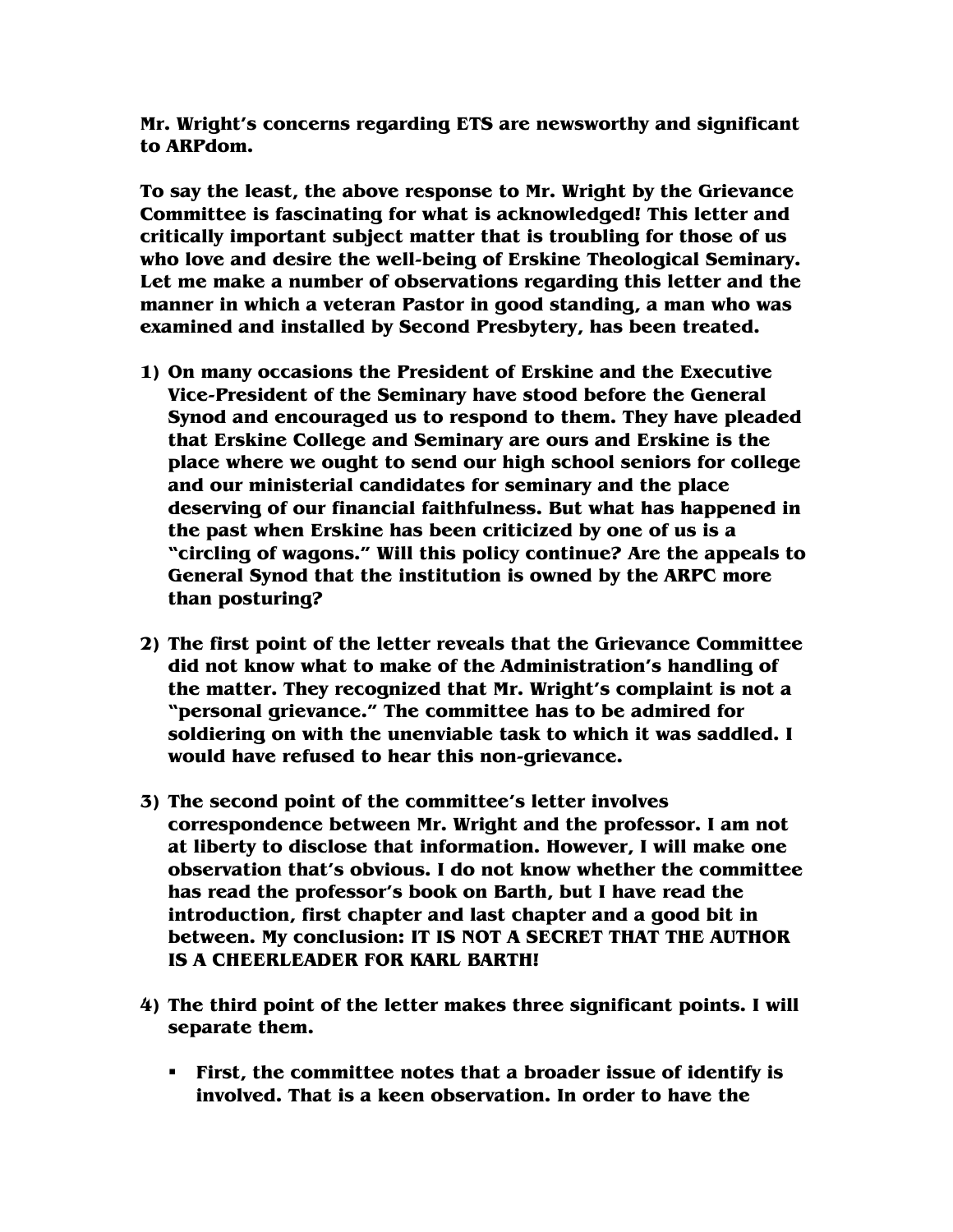**Mr. Wright's concerns regarding ETS are newsworthy and significant to ARPdom.**

**To say the least, the above response to Mr. Wright by the Grievance Committee is fascinating for what is acknowledged! This letter and critically important subject matter that is troubling for those of us who love and desire the well-being of Erskine Theological Seminary. Let me make a number of observations regarding this letter and the manner in which a veteran Pastor in good standing, a man who was examined and installed by Second Presbytery, has been treated.**

1) **On many occasions the President of Erskine and the Executive Vice-President of the Seminary have stood before the General Synod and encouraged us to respond to them. They have pleaded that Erskine College and Seminary are ours and Erskine is the place where we ought to send our high school seniors for college and our ministerial candidates for seminary and the place deserving of our financial faithfulness. But what has happened in the past when Erskine has been criticized by one of us is a "circling of wagons." Will this policy continue? Are the appeals to General Synod that the institution is owned by the ARPC more than posturing?**

2) **The first point of the letter reveals that the Grievance Committee did not know what to make of the Administration's handling of the matter. They recognized that Mr. Wright's complaint is not a "personal grievance." The committee has to be admired for soldiering on with the unenviable task to which it was saddled. I would have refused to hear this non-grievance.**

3) **The second point of the committee's letter involves correspondence between Mr. Wright and the professor. I am not at liberty to disclose that information. However, I will make one observation that's obvious. I do not know whether the committee has read the professor's book on Barth, but I have read the introduction, first chapter and last chapter and a good bit in between. My conclusion: IT IS NOT A SECRET THAT THE AUTHOR IS A CHEERLEADER FOR KARL BARTH!**

4) **The third point of the letter makes three significant points. I will separate them.**

   - **First, the committee notes that a broader issue of identify is involved. That is a keen observation. In order to have the**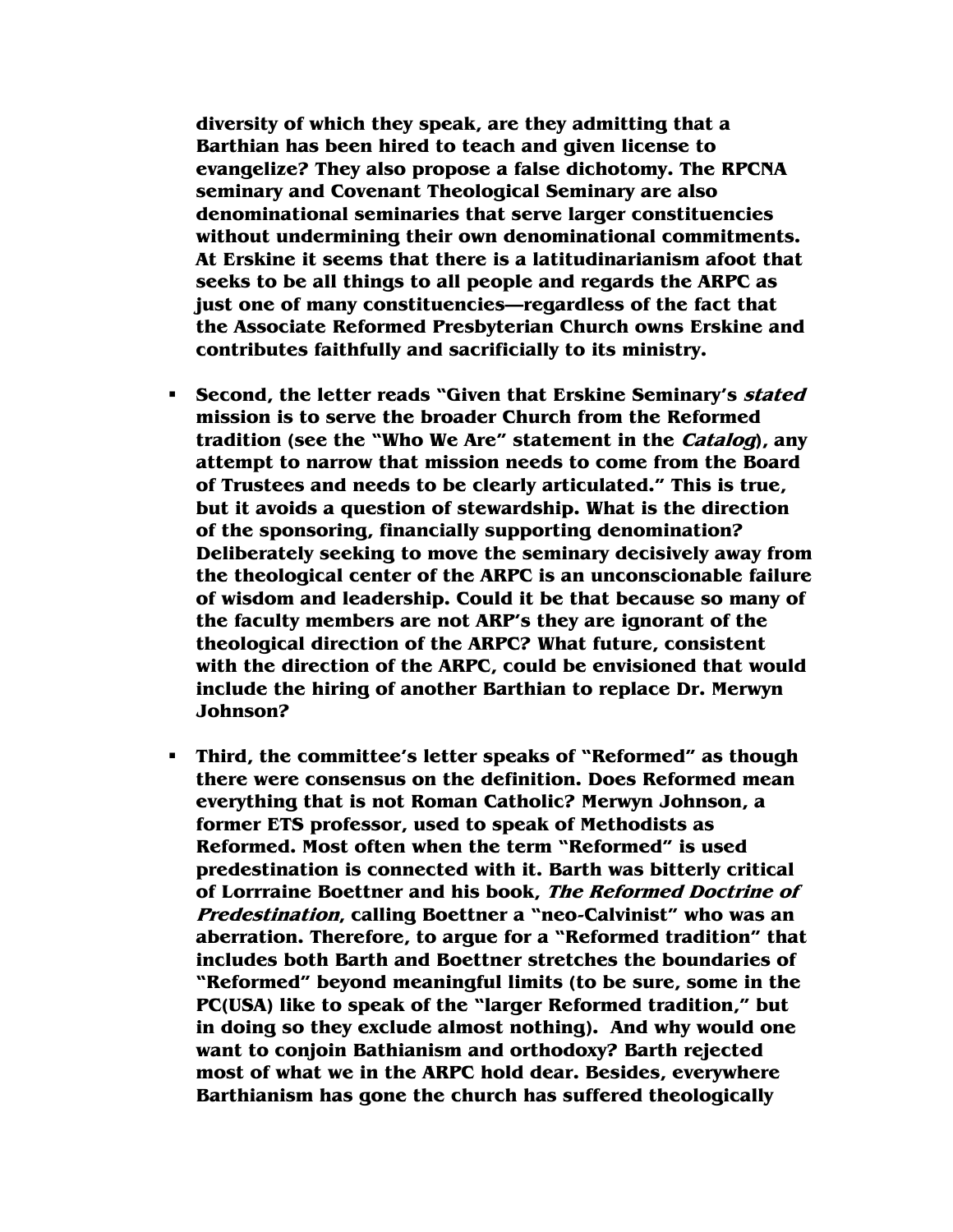**diversity of which they speak, are they admitting that a Barthian has been hired to teach and given license to evangelize? They also propose a false dichotomy. The RPCNA seminary and Covenant Theological Seminary are also denominational seminaries that serve larger constituencies without undermining their own denominational commitments. At Erskine it seems that there is a latitudinarianism afoot that seeks to be all things to all people and regards the ARPC as just one of many constituencies—regardless of the fact that the Associate Reformed Presbyterian Church owns Erskine and contributes faithfully and sacrificially to its ministry.**

- **Second, the letter reads "Given that Erskine Seminary's *stated* mission is to serve the broader Church from the Reformed tradition (see the "Who We Are" statement in the *Catalog*), any attempt to narrow that mission needs to come from the Board of Trustees and needs to be clearly articulated." This is true, but it avoids a question of stewardship. What is the direction of the sponsoring, financially supporting denomination? Deliberately seeking to move the seminary decisively away from the theological center of the ARPC is an unconscionable failure of wisdom and leadership. Could it be that because so many of the faculty members are not ARP's they are ignorant of the theological direction of the ARPC? What future, consistent with the direction of the ARPC, could be envisioned that would include the hiring of another Barthian to replace Dr. Merwyn Johnson?**

- **Third, the committee's letter speaks of "Reformed" as though there were consensus on the definition. Does Reformed mean everything that is not Roman Catholic? Merwyn Johnson, a former ETS professor, used to speak of Methodists as Reformed. Most often when the term "Reformed" is used predestination is connected with it. Barth was bitterly critical of Lorrraine Boettner and his book, *The Reformed Doctrine of Predestination*, calling Boettner a "neo-Calvinist" who was an aberration. Therefore, to argue for a "Reformed tradition" that includes both Barth and Boettner stretches the boundaries of "Reformed" beyond meaningful limits (to be sure, some in the PC(USA) like to speak of the "larger Reformed tradition," but in doing so they exclude almost nothing). And why would one want to conjoin Bathianism and orthodoxy? Barth rejected most of what we in the ARPC hold dear. Besides, everywhere Barthianism has gone the church has suffered theologically**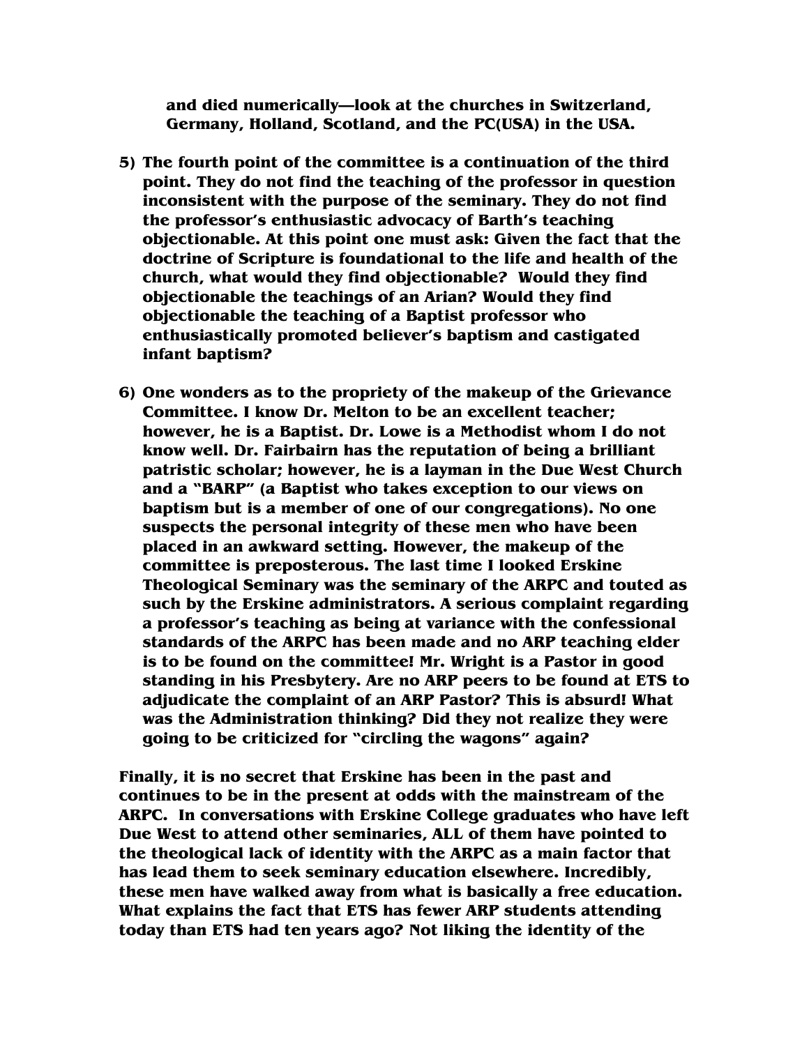**and died numerically—look at the churches in Switzerland, Germany, Holland, Scotland, and the PC(USA) in the USA.**

5) **The fourth point of the committee is a continuation of the third point. They do not find the teaching of the professor in question inconsistent with the purpose of the seminary. They do not find the professor's enthusiastic advocacy of Barth's teaching objectionable. At this point one must ask: Given the fact that the doctrine of Scripture is foundational to the life and health of the church, what would they find objectionable? Would they find objectionable the teachings of an Arian? Would they find objectionable the teaching of a Baptist professor who enthusiastically promoted believer's baptism and castigated infant baptism?**

6) **One wonders as to the propriety of the makeup of the Grievance Committee. I know Dr. Melton to be an excellent teacher; however, he is a Baptist. Dr. Lowe is a Methodist whom I do not know well. Dr. Fairbairn has the reputation of being a brilliant patristic scholar; however, he is a layman in the Due West Church and a "BARP" (a Baptist who takes exception to our views on baptism but is a member of one of our congregations). No one suspects the personal integrity of these men who have been placed in an awkward setting. However, the makeup of the committee is preposterous. The last time I looked Erskine Theological Seminary was the seminary of the ARPC and touted as such by the Erskine administrators. A serious complaint regarding a professor's teaching as being at variance with the confessional standards of the ARPC has been made and no ARP teaching elder is to be found on the committee! Mr. Wright is a Pastor in good standing in his Presbytery. Are no ARP peers to be found at ETS to adjudicate the complaint of an ARP Pastor? This is absurd! What was the Administration thinking? Did they not realize they were going to be criticized for "circling the wagons" again?**

**Finally, it is no secret that Erskine has been in the past and continues to be in the present at odds with the mainstream of the ARPC. In conversations with Erskine College graduates who have left Due West to attend other seminaries, ALL of them have pointed to the theological lack of identity with the ARPC as a main factor that has lead them to seek seminary education elsewhere. Incredibly, these men have walked away from what is basically a free education. What explains the fact that ETS has fewer ARP students attending today than ETS had ten years ago? Not liking the identity of the**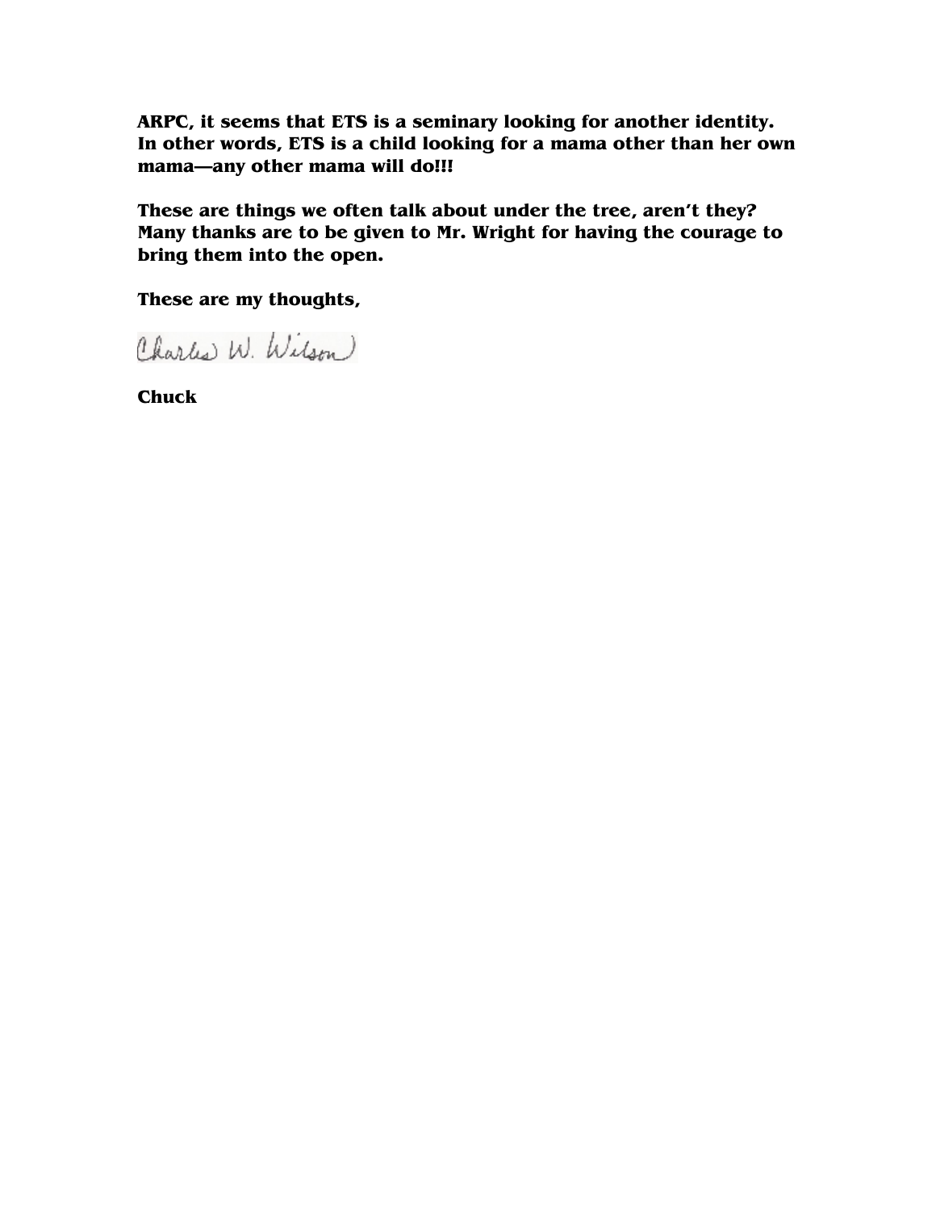**ARPC, it seems that ETS is a seminary looking for another identity. In other words, ETS is a child looking for a mama other than her own mama—any other mama will do!!!**

**These are things we often talk about under the tree, aren't they? Many thanks are to be given to Mr. Wright for having the courage to bring them into the open.**

**These are my thoughts,**

Charles W. Wilson

**Chuck**